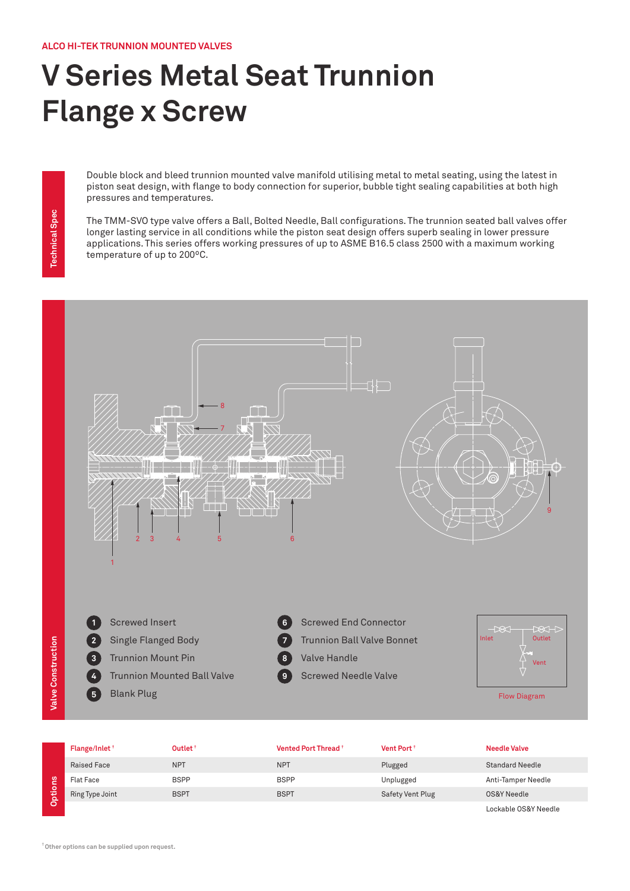ALCO HI-TEK TRUNNION MOUNTED VALVES

# V Series Metal Seat Trunnion Flange x Screw

## Technical Spec

Double block and bleed trunnion mounted valve manifold utilising metal to metal seating, using the latest in piston seat design, with flange to body connection for superior, bubble tight sealing capabilities at both high pressures and temperatures.

The TMM-SVO type valve offers a Ball, Bolted Needle, Ball configurations. The trunnion seated ball valves offer longer lasting service in all conditions while the piston seat design offers superb sealing in lower pressure applications. This series offers working pressures of up to ASME B16.5 class 2500 with a maximum working temperature of up to 200ºC.

## Valve Construction

1. Screwed Insert
2. Single Flanged Body
3. Trunnion Mount Pin
4. Trunnion Mounted Ball Valve
5. Blank Plug
6. Screwed End Connector
7. Trunnion Ball Valve Bonnet
8. Valve Handle
9. Screwed Needle Valve

Inlet
Outlet
Vent

Flow Diagram

## Options

| Flange/Inlet [†] | Outlet [†] | Vented Port Thread [†] | Vent Port [†] | Needle Valve |
|---|---|---|---|---|
| Raised Face | NPT | NPT | Plugged | Standard Needle |
| Flat Face | BSPP | BSPP | Unplugged | Anti-Tamper Needle |
| Ring Type Joint | BSPT | BSPT | Safety Vent Plug | OS&Y Needle |
| | | | | Lockable OS&Y Needle |

[†] Other options can be supplied upon request.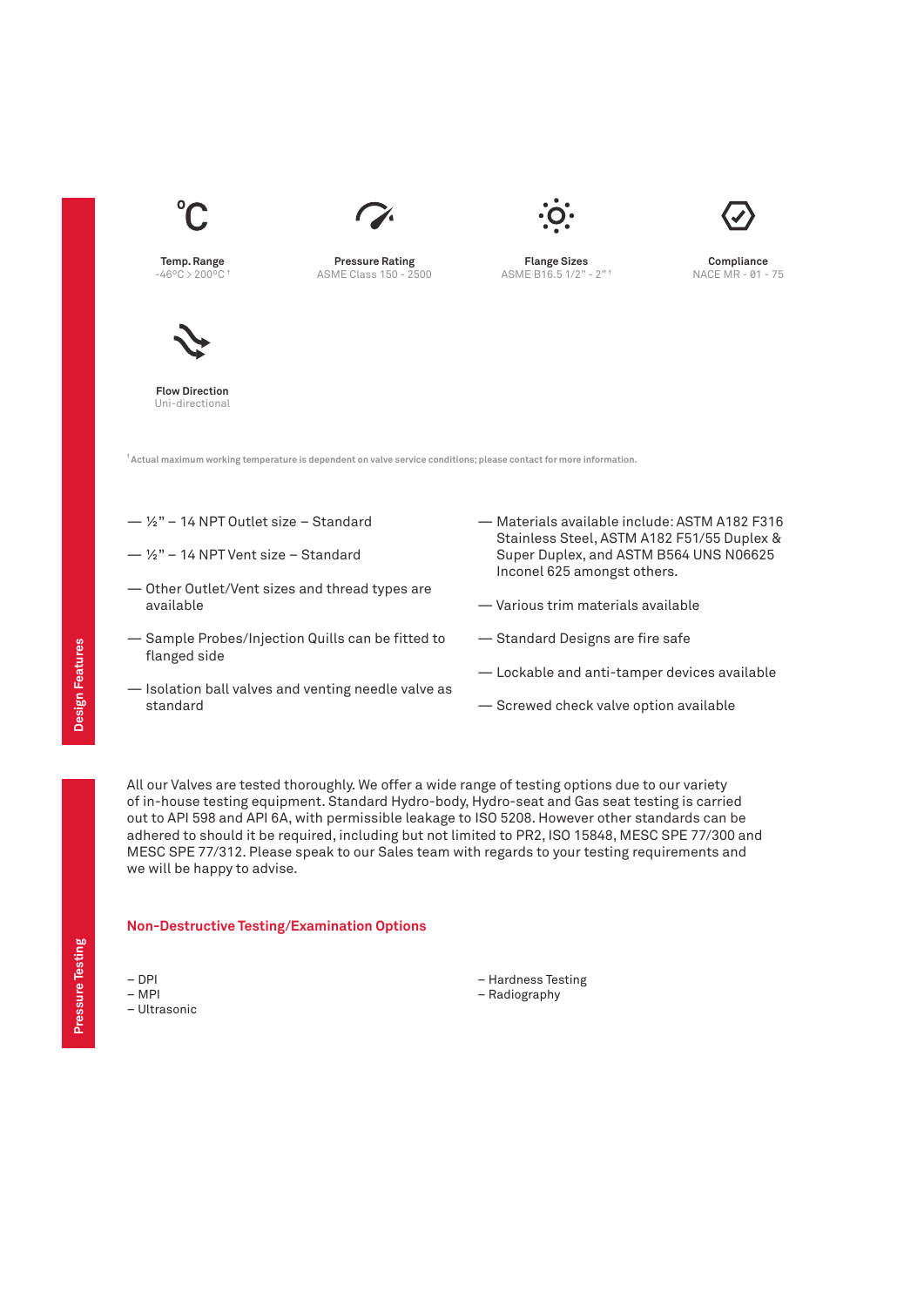**Temp. Range**
-46ºC > 200ºC †

**Pressure Rating**
ASME Class 150 - 2500

**Flange Sizes**
ASME B16.5 1/2" - 2" †

**Compliance**
NACE MR - 01 - 75

**Flow Direction**
Uni-directional

† Actual maximum working temperature is dependent on valve service conditions; please contact for more information.

## Design Features

- ½" – 14 NPT Outlet size – Standard
- ½" – 14 NPT Vent size – Standard
- Other Outlet/Vent sizes and thread types are available
- Sample Probes/Injection Quills can be fitted to flanged side
- Isolation ball valves and venting needle valve as standard
- Materials available include: ASTM A182 F316 Stainless Steel, ASTM A182 F51/55 Duplex & Super Duplex, and ASTM B564 UNS N06625 Inconel 625 amongst others.
- Various trim materials available
- Standard Designs are fire safe
- Lockable and anti-tamper devices available
- Screwed check valve option available

## Pressure Testing

All our Valves are tested thoroughly. We offer a wide range of testing options due to our variety of in-house testing equipment. Standard Hydro-body, Hydro-seat and Gas seat testing is carried out to API 598 and API 6A, with permissible leakage to ISO 5208. However other standards can be adhered to should it be required, including but not limited to PR2, ISO 15848, MESC SPE 77/300 and MESC SPE 77/312. Please speak to our Sales team with regards to your testing requirements and we will be happy to advise.

### Non-Destructive Testing/Examination Options

- DPI
- MPI
- Ultrasonic
- Hardness Testing
- Radiography